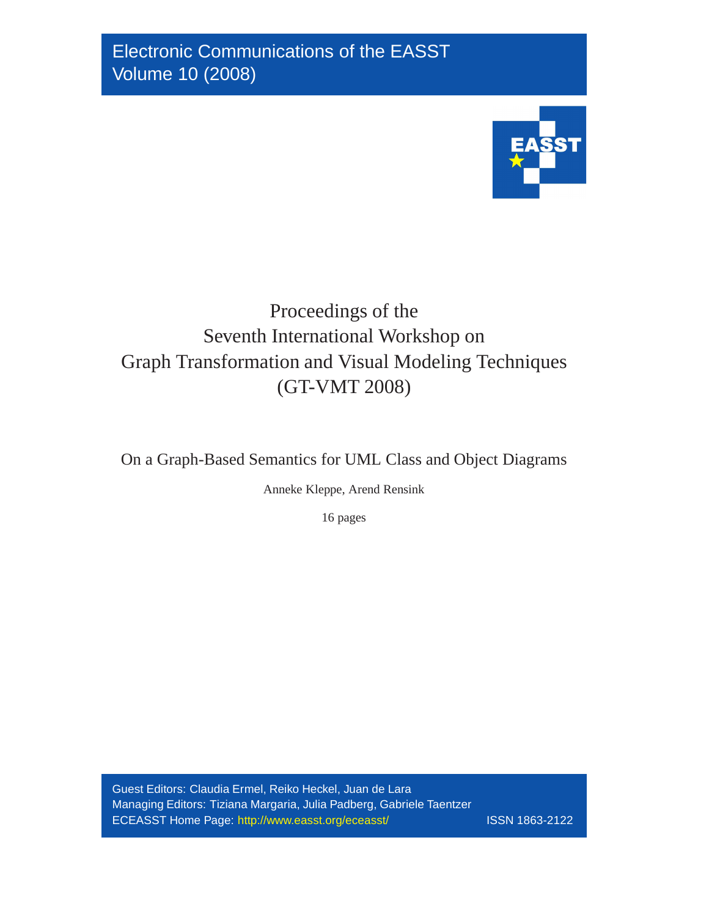Electronic Communications of the EASST
Volume 10 (2008)

# Proceedings of the Seventh International Workshop on Graph Transformation and Visual Modeling Techniques (GT-VMT 2008)

## On a Graph-Based Semantics for UML Class and Object Diagrams

Anneke Kleppe, Arend Rensink

16 pages

Guest Editors: Claudia Ermel, Reiko Heckel, Juan de Lara
Managing Editors: Tiziana Margaria, Julia Padberg, Gabriele Taentzer
ECEASST Home Page: http://www.easst.org/eceasst/ ISSN 1863-2122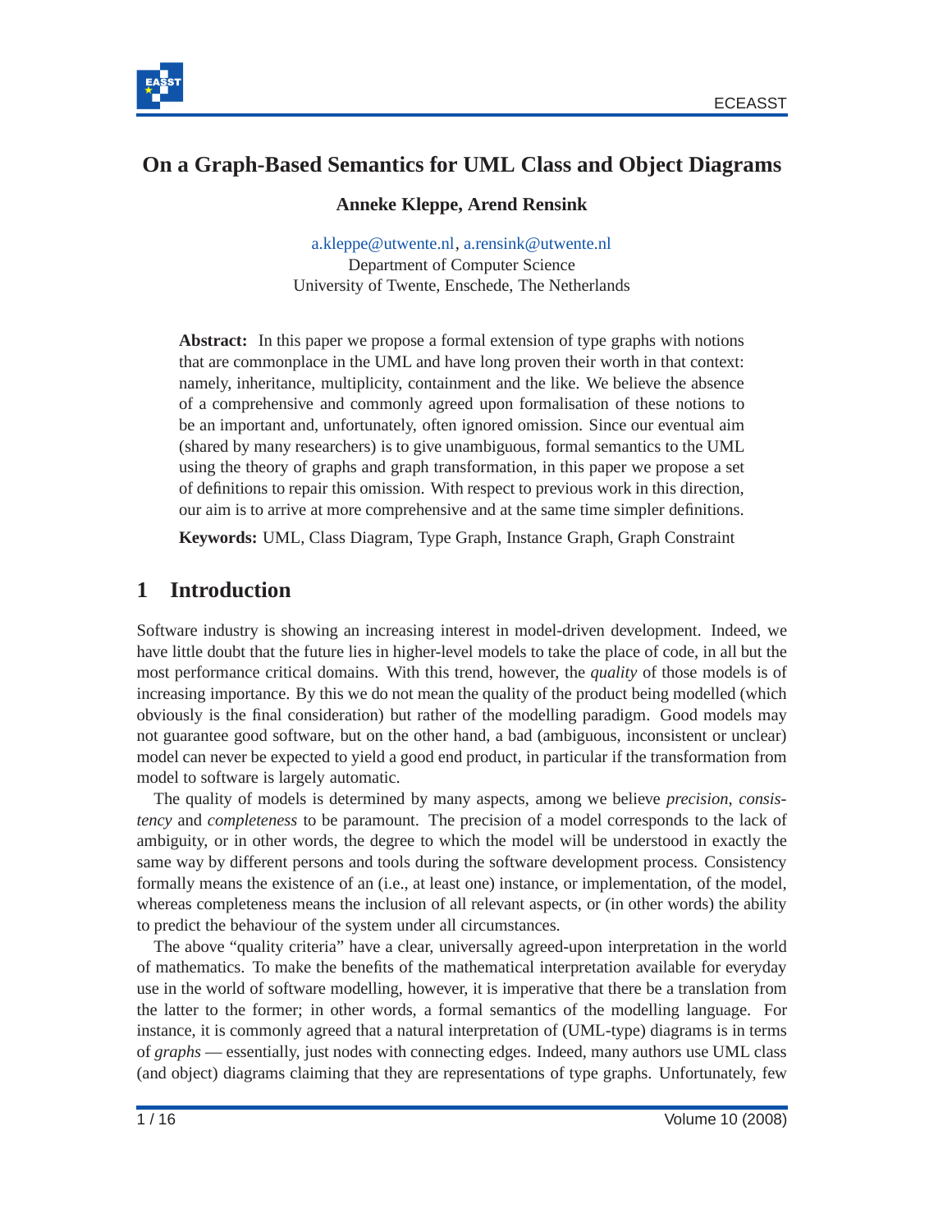# On a Graph-Based Semantics for UML Class and Object Diagrams

**Anneke Kleppe, Arend Rensink**

a.kleppe@utwente.nl, a.rensink@utwente.nl
Department of Computer Science
University of Twente, Enschede, The Netherlands

**Abstract:** In this paper we propose a formal extension of type graphs with notions that are commonplace in the UML and have long proven their worth in that context: namely, inheritance, multiplicity, containment and the like. We believe the absence of a comprehensive and commonly agreed upon formalisation of these notions to be an important and, unfortunately, often ignored omission. Since our eventual aim (shared by many researchers) is to give unambiguous, formal semantics to the UML using the theory of graphs and graph transformation, in this paper we propose a set of definitions to repair this omission. With respect to previous work in this direction, our aim is to arrive at more comprehensive and at the same time simpler definitions.

**Keywords:** UML, Class Diagram, Type Graph, Instance Graph, Graph Constraint

## 1 Introduction

Software industry is showing an increasing interest in model-driven development. Indeed, we have little doubt that the future lies in higher-level models to take the place of code, in all but the most performance critical domains. With this trend, however, the *quality* of those models is of increasing importance. By this we do not mean the quality of the product being modelled (which obviously is the final consideration) but rather of the modelling paradigm. Good models may not guarantee good software, but on the other hand, a bad (ambiguous, inconsistent or unclear) model can never be expected to yield a good end product, in particular if the transformation from model to software is largely automatic.

The quality of models is determined by many aspects, among we believe *precision*, *consistency* and *completeness* to be paramount. The precision of a model corresponds to the lack of ambiguity, or in other words, the degree to which the model will be understood in exactly the same way by different persons and tools during the software development process. Consistency formally means the existence of an (i.e., at least one) instance, or implementation, of the model, whereas completeness means the inclusion of all relevant aspects, or (in other words) the ability to predict the behaviour of the system under all circumstances.

The above "quality criteria" have a clear, universally agreed-upon interpretation in the world of mathematics. To make the benefits of the mathematical interpretation available for everyday use in the world of software modelling, however, it is imperative that there be a translation from the latter to the former; in other words, a formal semantics of the modelling language. For instance, it is commonly agreed that a natural interpretation of (UML-type) diagrams is in terms of *graphs* — essentially, just nodes with connecting edges. Indeed, many authors use UML class (and object) diagrams claiming that they are representations of type graphs. Unfortunately, few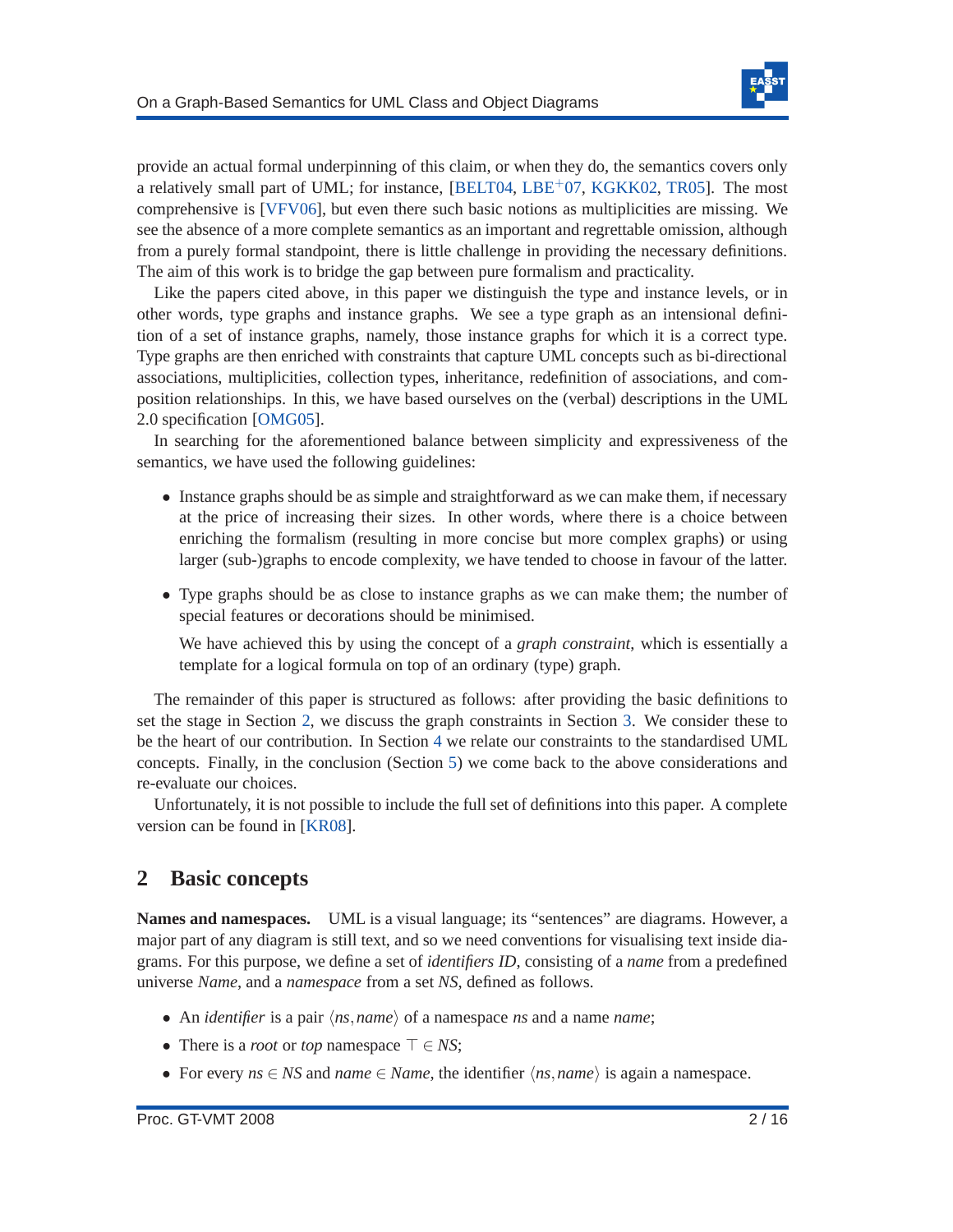provide an actual formal underpinning of this claim, or when they do, the semantics covers only a relatively small part of UML; for instance, [BELT04, LBE+07, KGKK02, TR05]. The most comprehensive is [VFV06], but even there such basic notions as multiplicities are missing. We see the absence of a more complete semantics as an important and regrettable omission, although from a purely formal standpoint, there is little challenge in providing the necessary definitions. The aim of this work is to bridge the gap between pure formalism and practicality.

Like the papers cited above, in this paper we distinguish the type and instance levels, or in other words, type graphs and instance graphs. We see a type graph as an intensional definition of a set of instance graphs, namely, those instance graphs for which it is a correct type. Type graphs are then enriched with constraints that capture UML concepts such as bi-directional associations, multiplicities, collection types, inheritance, redefinition of associations, and composition relationships. In this, we have based ourselves on the (verbal) descriptions in the UML 2.0 specification [OMG05].

In searching for the aforementioned balance between simplicity and expressiveness of the semantics, we have used the following guidelines:

- Instance graphs should be as simple and straightforward as we can make them, if necessary at the price of increasing their sizes. In other words, where there is a choice between enriching the formalism (resulting in more concise but more complex graphs) or using larger (sub-)graphs to encode complexity, we have tended to choose in favour of the latter.
- Type graphs should be as close to instance graphs as we can make them; the number of special features or decorations should be minimised.

  We have achieved this by using the concept of a *graph constraint*, which is essentially a template for a logical formula on top of an ordinary (type) graph.

The remainder of this paper is structured as follows: after providing the basic definitions to set the stage in Section 2, we discuss the graph constraints in Section 3. We consider these to be the heart of our contribution. In Section 4 we relate our constraints to the standardised UML concepts. Finally, in the conclusion (Section 5) we come back to the above considerations and re-evaluate our choices.

Unfortunately, it is not possible to include the full set of definitions into this paper. A complete version can be found in [KR08].

## 2 Basic concepts

**Names and namespaces.** UML is a visual language; its "sentences" are diagrams. However, a major part of any diagram is still text, and so we need conventions for visualising text inside diagrams. For this purpose, we define a set of *identifiers ID*, consisting of a *name* from a predefined universe *Name*, and a *namespace* from a set *NS*, defined as follows.

- An *identifier* is a pair $\langle ns, name\rangle$ of a namespace *ns* and a name *name*;
- There is a *root* or *top* namespace $\top \in NS$;
- For every $ns \in NS$ and $name \in Name$, the identifier $\langle ns, name\rangle$ is again a namespace.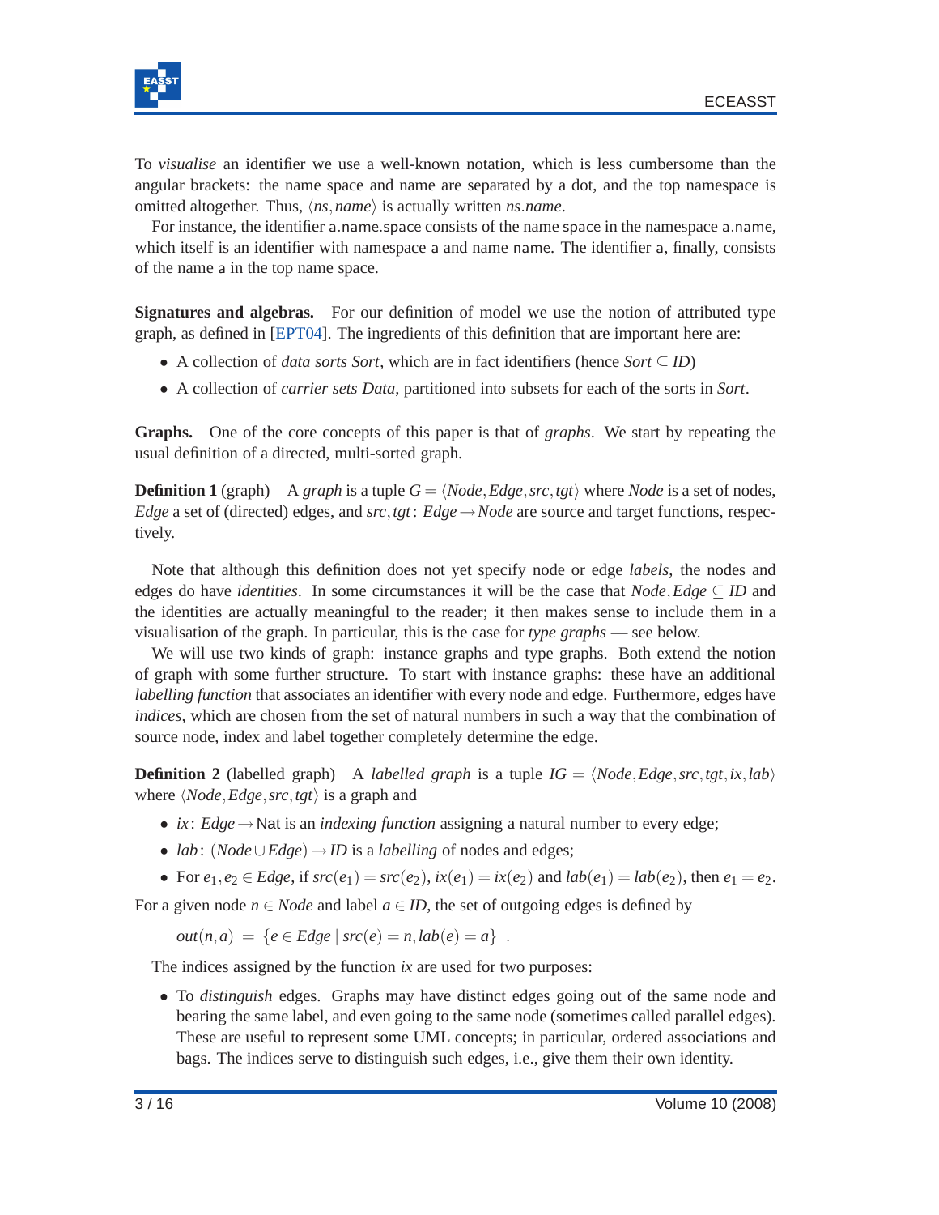To *visualise* an identifier we use a well-known notation, which is less cumbersome than the angular brackets: the name space and name are separated by a dot, and the top namespace is omitted altogether. Thus, $\langle ns, name \rangle$ is actually written $ns.name$.

For instance, the identifier a.name.space consists of the name space in the namespace a.name, which itself is an identifier with namespace a and name name. The identifier a, finally, consists of the name a in the top name space.

**Signatures and algebras.** For our definition of model we use the notion of attributed type graph, as defined in [EPT04]. The ingredients of this definition that are important here are:

- A collection of *data sorts* $Sort$, which are in fact identifiers (hence $Sort \subseteq ID$)
- A collection of *carrier sets* $Data$, partitioned into subsets for each of the sorts in $Sort$.

**Graphs.** One of the core concepts of this paper is that of *graphs*. We start by repeating the usual definition of a directed, multi-sorted graph.

**Definition 1** (graph) A *graph* is a tuple $G = \langle Node, Edge, src, tgt \rangle$ where $Node$ is a set of nodes, $Edge$ a set of (directed) edges, and $src, tgt\colon Edge \to Node$ are source and target functions, respectively.

Note that although this definition does not yet specify node or edge *labels*, the nodes and edges do have *identities*. In some circumstances it will be the case that $Node, Edge \subseteq ID$ and the identities are actually meaningful to the reader; it then makes sense to include them in a visualisation of the graph. In particular, this is the case for *type graphs* — see below.

We will use two kinds of graph: instance graphs and type graphs. Both extend the notion of graph with some further structure. To start with instance graphs: these have an additional *labelling function* that associates an identifier with every node and edge. Furthermore, edges have *indices*, which are chosen from the set of natural numbers in such a way that the combination of source node, index and label together completely determine the edge.

**Definition 2** (labelled graph) A *labelled graph* is a tuple $IG = \langle Node, Edge, src, tgt, ix, lab \rangle$ where $\langle Node, Edge, src, tgt \rangle$ is a graph and

- $ix\colon Edge \to \mathsf{Nat}$ is an *indexing function* assigning a natural number to every edge;
- $lab\colon (Node \cup Edge) \to ID$ is a *labelling* of nodes and edges;
- For $e_1, e_2 \in Edge$, if $src(e_1) = src(e_2)$, $ix(e_1) = ix(e_2)$ and $lab(e_1) = lab(e_2)$, then $e_1 = e_2$.

For a given node $n \in Node$ and label $a \in ID$, the set of outgoing edges is defined by

$$out(n, a) \; = \; \{e \in Edge \mid src(e) = n, lab(e) = a\} \;\; .$$

The indices assigned by the function $ix$ are used for two purposes:

- To *distinguish* edges. Graphs may have distinct edges going out of the same node and bearing the same label, and even going to the same node (sometimes called parallel edges). These are useful to represent some UML concepts; in particular, ordered associations and bags. The indices serve to distinguish such edges, i.e., give them their own identity.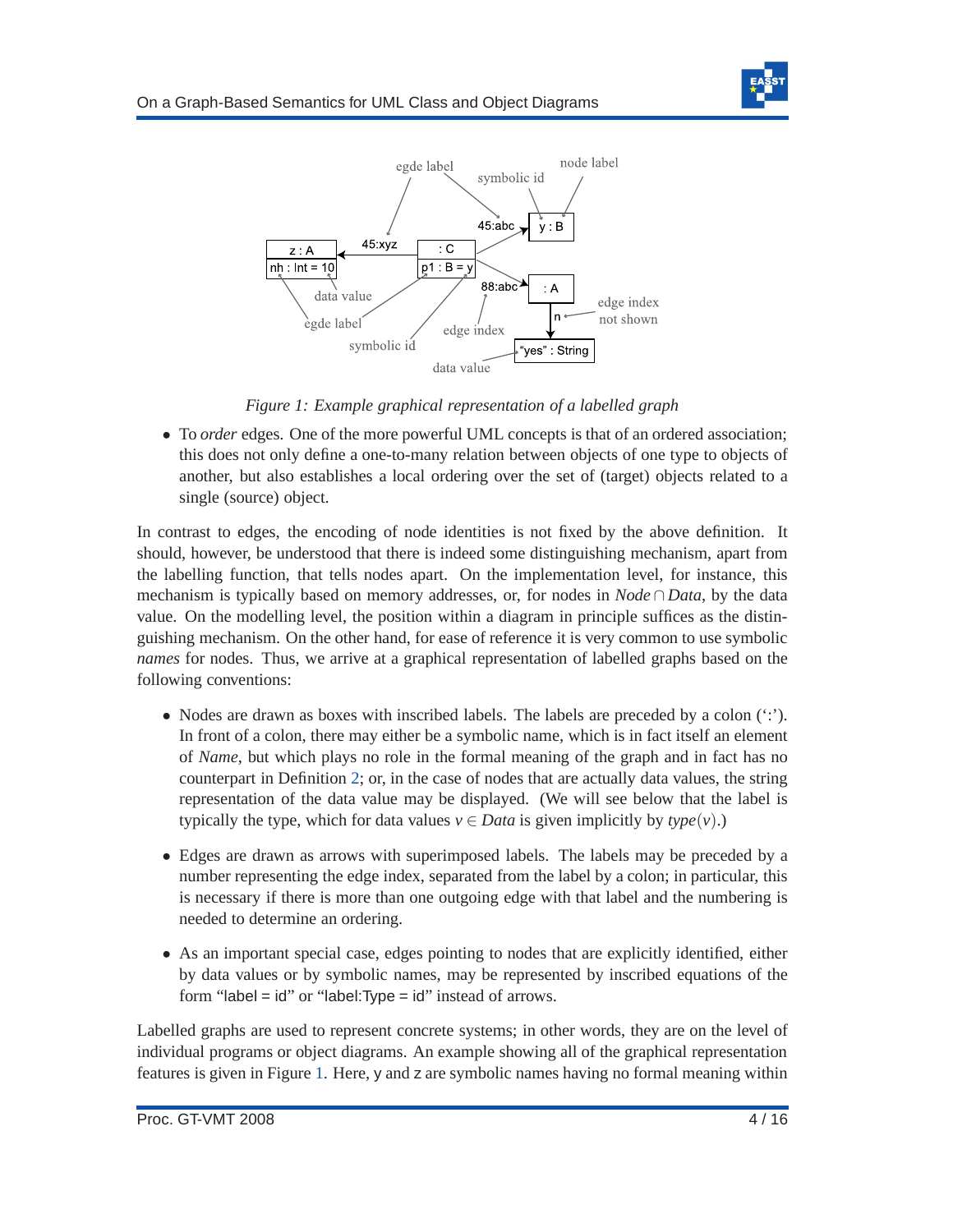*Figure 1: Example graphical representation of a labelled graph*

- To *order* edges. One of the more powerful UML concepts is that of an ordered association; this does not only define a one-to-many relation between objects of one type to objects of another, but also establishes a local ordering over the set of (target) objects related to a single (source) object.

In contrast to edges, the encoding of node identities is not fixed by the above definition. It should, however, be understood that there is indeed some distinguishing mechanism, apart from the labelling function, that tells nodes apart. On the implementation level, for instance, this mechanism is typically based on memory addresses, or, for nodes in $Node \cap Data$, by the data value. On the modelling level, the position within a diagram in principle suffices as the distinguishing mechanism. On the other hand, for ease of reference it is very common to use symbolic *names* for nodes. Thus, we arrive at a graphical representation of labelled graphs based on the following conventions:

- Nodes are drawn as boxes with inscribed labels. The labels are preceded by a colon (':'). In front of a colon, there may either be a symbolic name, which is in fact itself an element of *Name*, but which plays no role in the formal meaning of the graph and in fact has no counterpart in Definition 2; or, in the case of nodes that are actually data values, the string representation of the data value may be displayed. (We will see below that the label is typically the type, which for data values $v \in Data$ is given implicitly by $type(v)$.)

- Edges are drawn as arrows with superimposed labels. The labels may be preceded by a number representing the edge index, separated from the label by a colon; in particular, this is necessary if there is more than one outgoing edge with that label and the numbering is needed to determine an ordering.

- As an important special case, edges pointing to nodes that are explicitly identified, either by data values or by symbolic names, may be represented by inscribed equations of the form "label = id" or "label:Type = id" instead of arrows.

Labelled graphs are used to represent concrete systems; in other words, they are on the level of individual programs or object diagrams. An example showing all of the graphical representation features is given in Figure 1. Here, y and z are symbolic names having no formal meaning within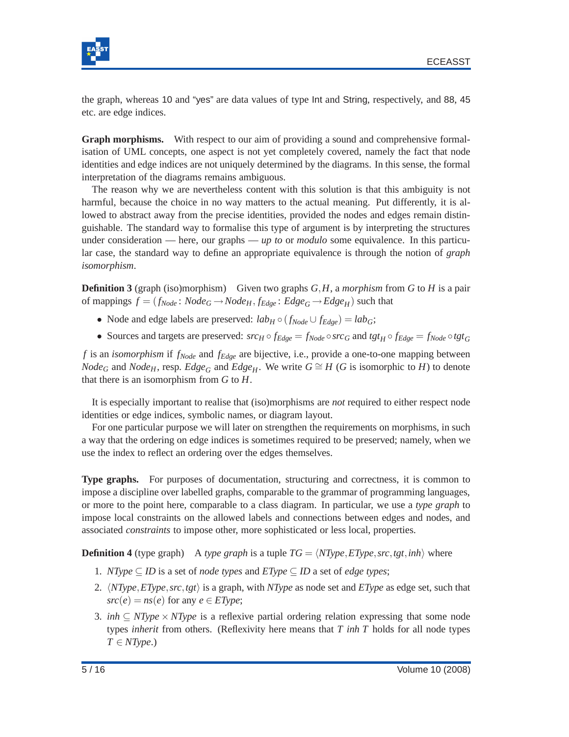the graph, whereas 10 and "yes" are data values of type Int and String, respectively, and 88, 45 etc. are edge indices.

**Graph morphisms.** With respect to our aim of providing a sound and comprehensive formalisation of UML concepts, one aspect is not yet completely covered, namely the fact that node identities and edge indices are not uniquely determined by the diagrams. In this sense, the formal interpretation of the diagrams remains ambiguous.

The reason why we are nevertheless content with this solution is that this ambiguity is not harmful, because the choice in no way matters to the actual meaning. Put differently, it is allowed to abstract away from the precise identities, provided the nodes and edges remain distinguishable. The standard way to formalise this type of argument is by interpreting the structures under consideration — here, our graphs — *up to* or *modulo* some equivalence. In this particular case, the standard way to define an appropriate equivalence is through the notion of *graph isomorphism*.

**Definition 3** (graph (iso)morphism) Given two graphs $G,H$, a *morphism* from $G$ to $H$ is a pair of mappings $f = (f_{Node}\colon Node_G \to Node_H, f_{Edge}\colon Edge_G \to Edge_H)$ such that

- Node and edge labels are preserved: $lab_H \circ (f_{Node} \cup f_{Edge}) = lab_G$;
- Sources and targets are preserved: $src_H \circ f_{Edge} = f_{Node} \circ src_G$ and $tgt_H \circ f_{Edge} = f_{Node} \circ tgt_G$

$f$ is an *isomorphism* if $f_{Node}$ and $f_{Edge}$ are bijective, i.e., provide a one-to-one mapping between $Node_G$ and $Node_H$, resp. $Edge_G$ and $Edge_H$. We write $G \cong H$ ($G$ is isomorphic to $H$) to denote that there is an isomorphism from $G$ to $H$.

It is especially important to realise that (iso)morphisms are *not* required to either respect node identities or edge indices, symbolic names, or diagram layout.

For one particular purpose we will later on strengthen the requirements on morphisms, in such a way that the ordering on edge indices is sometimes required to be preserved; namely, when we use the index to reflect an ordering over the edges themselves.

**Type graphs.** For purposes of documentation, structuring and correctness, it is common to impose a discipline over labelled graphs, comparable to the grammar of programming languages, or more to the point here, comparable to a class diagram. In particular, we use a *type graph* to impose local constraints on the allowed labels and connections between edges and nodes, and associated *constraints* to impose other, more sophisticated or less local, properties.

**Definition 4** (type graph) A *type graph* is a tuple $TG = \langle NType, EType, src, tgt, inh \rangle$ where

1. $NType \subseteq ID$ is a set of *node types* and $EType \subseteq ID$ a set of *edge types*;
2. $\langle NType, EType, src, tgt \rangle$ is a graph, with $NType$ as node set and $EType$ as edge set, such that $src(e) = ns(e)$ for any $e \in EType$;
3. $inh \subseteq NType \times NType$ is a reflexive partial ordering relation expressing that some node types *inherit* from others. (Reflexivity here means that $T\ inh\ T$ holds for all node types $T \in NType$.)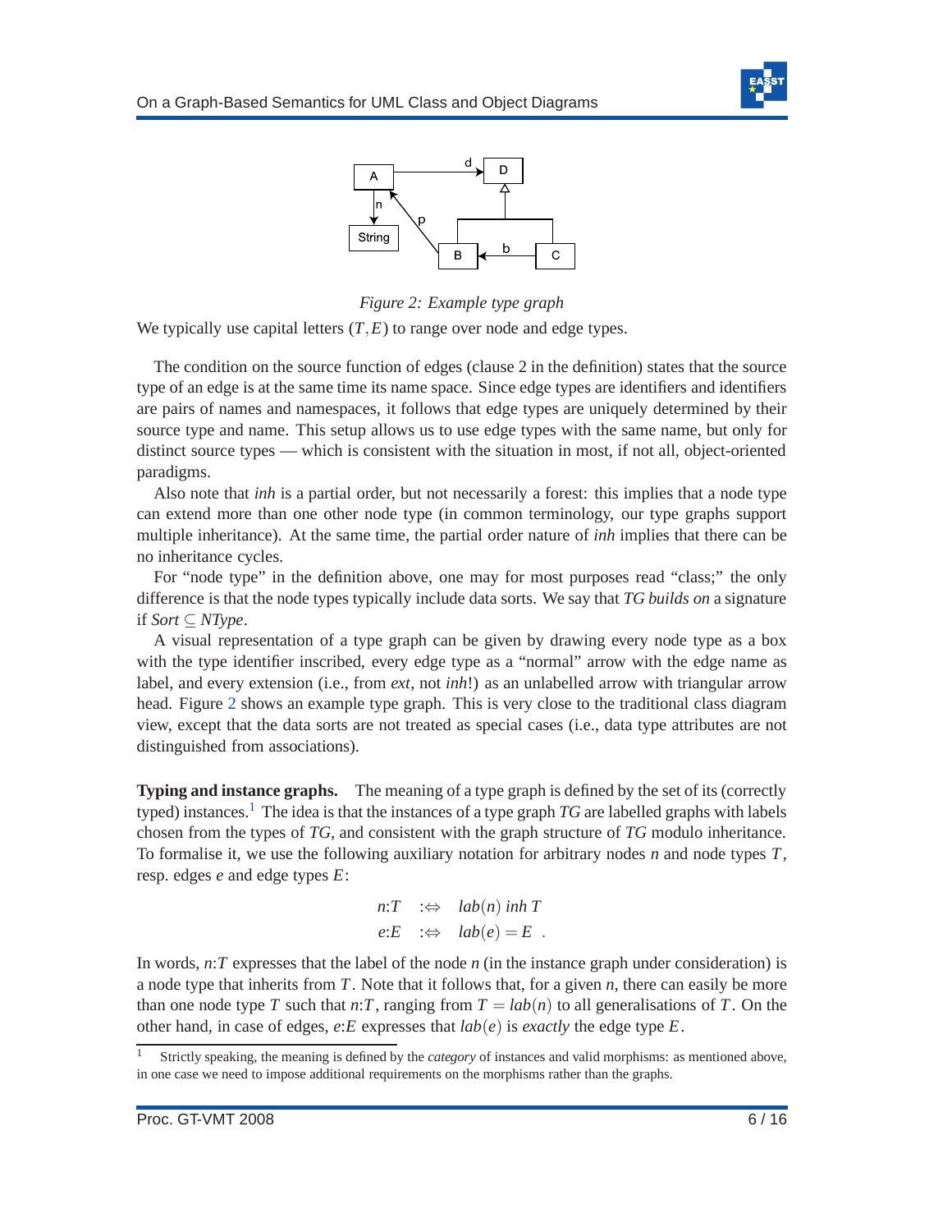*Figure 2: Example type graph*

We typically use capital letters ($T, E$) to range over node and edge types.

The condition on the source function of edges (clause 2 in the definition) states that the source type of an edge is at the same time its name space. Since edge types are identifiers and identifiers are pairs of names and namespaces, it follows that edge types are uniquely determined by their source type and name. This setup allows us to use edge types with the same name, but only for distinct source types — which is consistent with the situation in most, if not all, object-oriented paradigms.

Also note that *inh* is a partial order, but not necessarily a forest: this implies that a node type can extend more than one other node type (in common terminology, our type graphs support multiple inheritance). At the same time, the partial order nature of *inh* implies that there can be no inheritance cycles.

For "node type" in the definition above, one may for most purposes read "class;" the only difference is that the node types typically include data sorts. We say that *TG builds on* a signature if $Sort \subseteq NType$.

A visual representation of a type graph can be given by drawing every node type as a box with the type identifier inscribed, every edge type as a "normal" arrow with the edge name as label, and every extension (i.e., from *ext*, not *inh*!) as an unlabelled arrow with triangular arrow head. Figure 2 shows an example type graph. This is very close to the traditional class diagram view, except that the data sorts are not treated as special cases (i.e., data type attributes are not distinguished from associations).

**Typing and instance graphs.** The meaning of a type graph is defined by the set of its (correctly typed) instances.[1] The idea is that the instances of a type graph *TG* are labelled graphs with labels chosen from the types of *TG*, and consistent with the graph structure of *TG* modulo inheritance. To formalise it, we use the following auxiliary notation for arbitrary nodes $n$ and node types $T$, resp. edges $e$ and edge types $E$:

$$
\begin{aligned}
n{:}T \quad &:\Leftrightarrow \quad lab(n)\ inh\ T \\
e{:}E \quad &:\Leftrightarrow \quad lab(e) = E \ .
\end{aligned}
$$

In words, $n{:}T$ expresses that the label of the node $n$ (in the instance graph under consideration) is a node type that inherits from $T$. Note that it follows that, for a given $n$, there can easily be more than one node type $T$ such that $n{:}T$, ranging from $T = lab(n)$ to all generalisations of $T$. On the other hand, in case of edges, $e{:}E$ expresses that $lab(e)$ is *exactly* the edge type $E$.

[1] Strictly speaking, the meaning is defined by the *category* of instances and valid morphisms: as mentioned above, in one case we need to impose additional requirements on the morphisms rather than the graphs.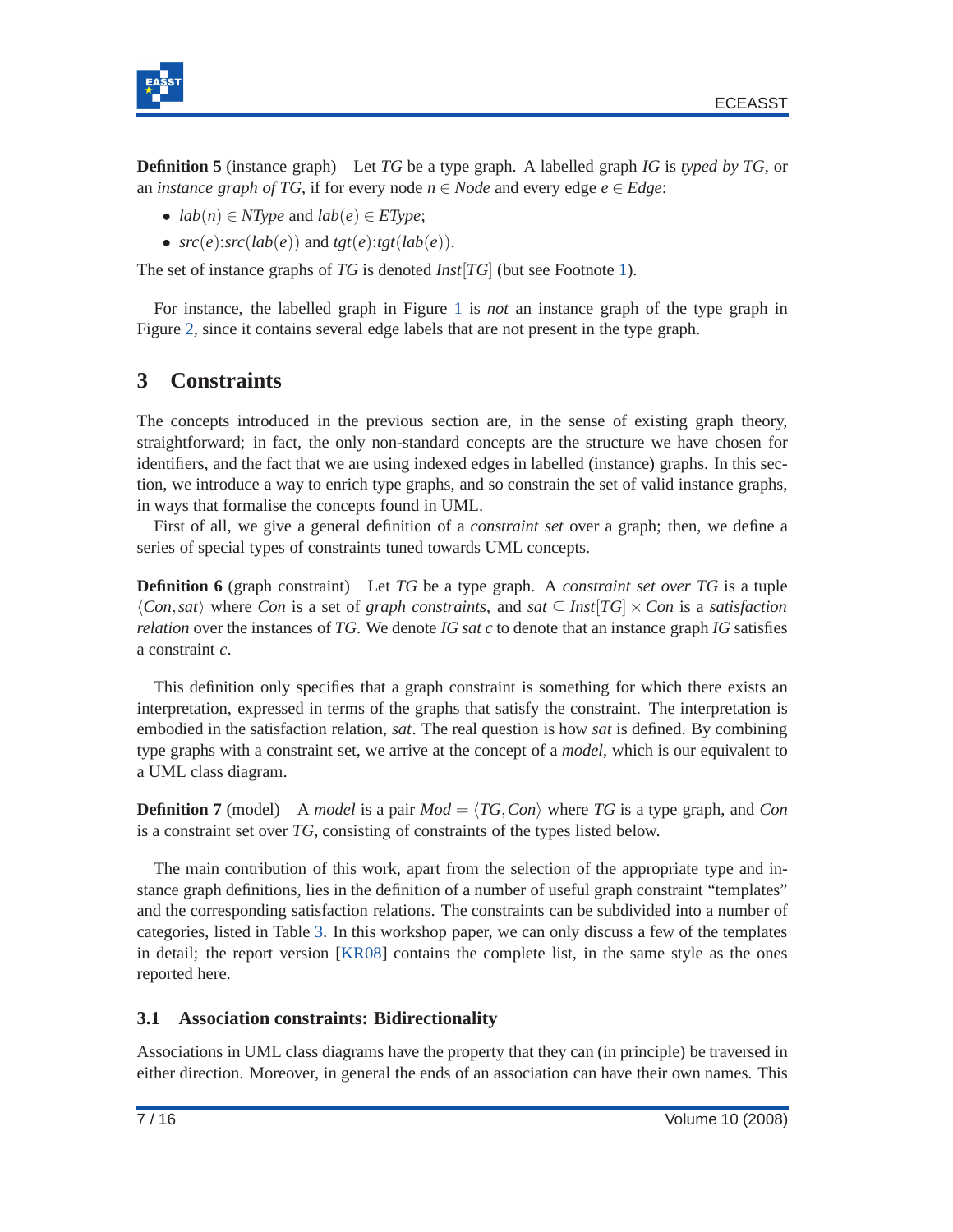**Definition 5** (instance graph) Let *TG* be a type graph. A labelled graph *IG* is *typed by TG*, or an *instance graph of TG*, if for every node $n \in Node$ and every edge $e \in Edge$:

- $lab(n) \in NType$ and $lab(e) \in EType$;
- $src(e){:}src(lab(e))$ and $tgt(e){:}tgt(lab(e))$.

The set of instance graphs of *TG* is denoted $Inst[TG]$ (but see Footnote 1).

For instance, the labelled graph in Figure 1 is *not* an instance graph of the type graph in Figure 2, since it contains several edge labels that are not present in the type graph.

## 3 Constraints

The concepts introduced in the previous section are, in the sense of existing graph theory, straightforward; in fact, the only non-standard concepts are the structure we have chosen for identifiers, and the fact that we are using indexed edges in labelled (instance) graphs. In this section, we introduce a way to enrich type graphs, and so constrain the set of valid instance graphs, in ways that formalise the concepts found in UML.

First of all, we give a general definition of a *constraint set* over a graph; then, we define a series of special types of constraints tuned towards UML concepts.

**Definition 6** (graph constraint) Let *TG* be a type graph. A *constraint set over TG* is a tuple $\langle Con, sat \rangle$ where *Con* is a set of *graph constraints*, and $sat \subseteq Inst[TG] \times Con$ is a *satisfaction relation* over the instances of *TG*. We denote *IG sat c* to denote that an instance graph *IG* satisfies a constraint *c*.

This definition only specifies that a graph constraint is something for which there exists an interpretation, expressed in terms of the graphs that satisfy the constraint. The interpretation is embodied in the satisfaction relation, *sat*. The real question is how *sat* is defined. By combining type graphs with a constraint set, we arrive at the concept of a *model*, which is our equivalent to a UML class diagram.

**Definition 7** (model) A *model* is a pair $Mod = \langle TG, Con \rangle$ where *TG* is a type graph, and *Con* is a constraint set over *TG*, consisting of constraints of the types listed below.

The main contribution of this work, apart from the selection of the appropriate type and instance graph definitions, lies in the definition of a number of useful graph constraint "templates" and the corresponding satisfaction relations. The constraints can be subdivided into a number of categories, listed in Table 3. In this workshop paper, we can only discuss a few of the templates in detail; the report version [KR08] contains the complete list, in the same style as the ones reported here.

### 3.1 Association constraints: Bidirectionality

Associations in UML class diagrams have the property that they can (in principle) be traversed in either direction. Moreover, in general the ends of an association can have their own names. This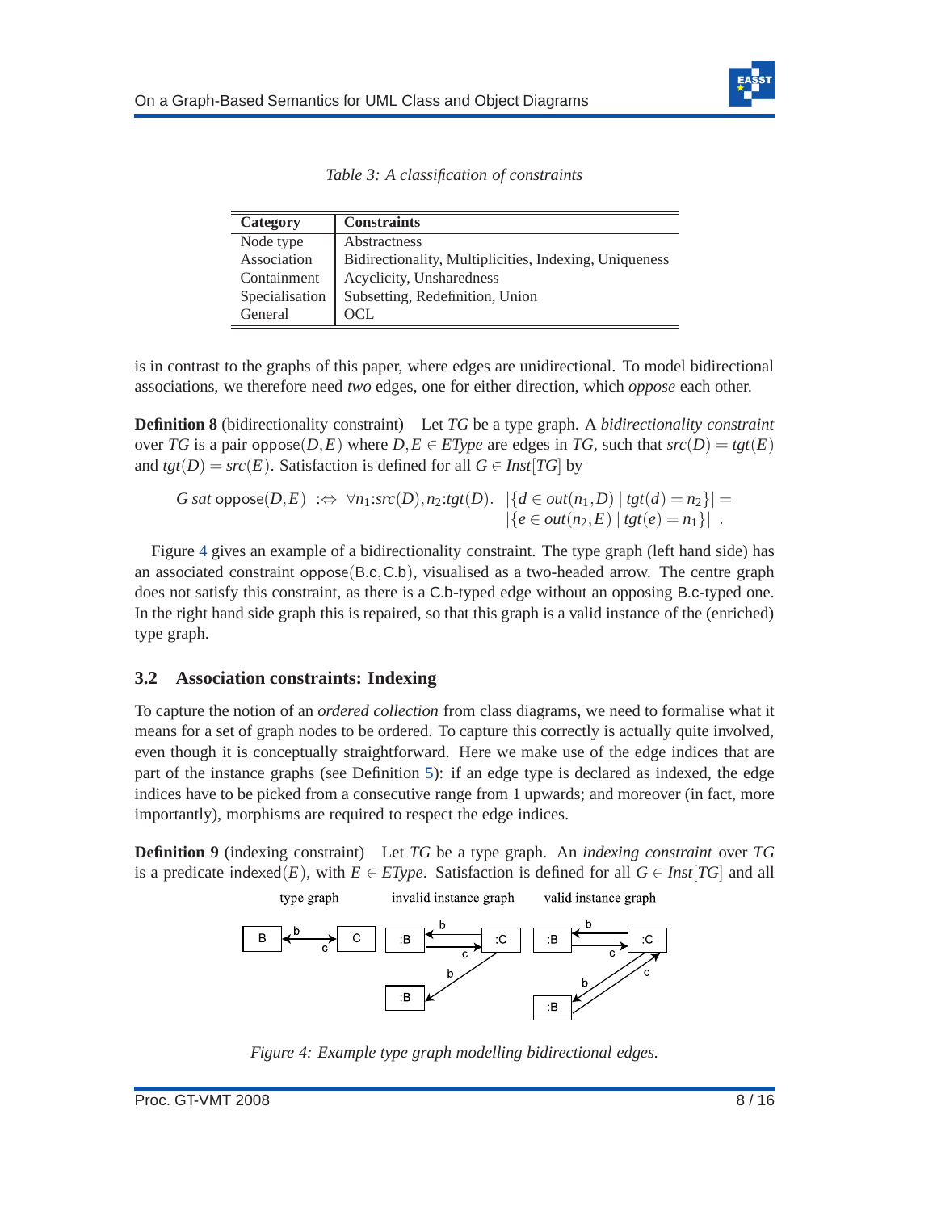Table 3: A classification of constraints

| Category | Constraints |
|---|---|
| Node type | Abstractness |
| Association | Bidirectionality, Multiplicities, Indexing, Uniqueness |
| Containment | Acyclicity, Unsharedness |
| Specialisation | Subsetting, Redefinition, Union |
| General | OCL |

is in contrast to the graphs of this paper, where edges are unidirectional. To model bidirectional associations, we therefore need *two* edges, one for either direction, which *oppose* each other.

**Definition 8** (bidirectionality constraint) Let $TG$ be a type graph. A *bidirectionality constraint* over $TG$ is a pair $\mathsf{oppose}(D,E)$ where $D,E \in EType$ are edges in $TG$, such that $src(D) = tgt(E)$ and $tgt(D) = src(E)$. Satisfaction is defined for all $G \in Inst[TG]$ by

$$G\ sat\ \mathsf{oppose}(D,E) \;:\Leftrightarrow\; \forall n_1{:}src(D), n_2{:}tgt(D).\;\; |\{d \in out(n_1,D) \mid tgt(d) = n_2\}| = |\{e \in out(n_2,E) \mid tgt(e) = n_1\}| \;.$$

Figure 4 gives an example of a bidirectionality constraint. The type graph (left hand side) has an associated constraint $\mathsf{oppose}(\mathsf{B.c},\mathsf{C.b})$, visualised as a two-headed arrow. The centre graph does not satisfy this constraint, as there is a C.b-typed edge without an opposing B.c-typed one. In the right hand side graph this is repaired, so that this graph is a valid instance of the (enriched) type graph.

### 3.2 Association constraints: Indexing

To capture the notion of an *ordered collection* from class diagrams, we need to formalise what it means for a set of graph nodes to be ordered. To capture this correctly is actually quite involved, even though it is conceptually straightforward. Here we make use of the edge indices that are part of the instance graphs (see Definition 5): if an edge type is declared as indexed, the edge indices have to be picked from a consecutive range from 1 upwards; and moreover (in fact, more importantly), morphisms are required to respect the edge indices.

**Definition 9** (indexing constraint) Let $TG$ be a type graph. An *indexing constraint* over $TG$ is a predicate $\mathsf{indexed}(E)$, with $E \in EType$. Satisfaction is defined for all $G \in Inst[TG]$ and all

Figure 4: Example type graph modelling bidirectional edges.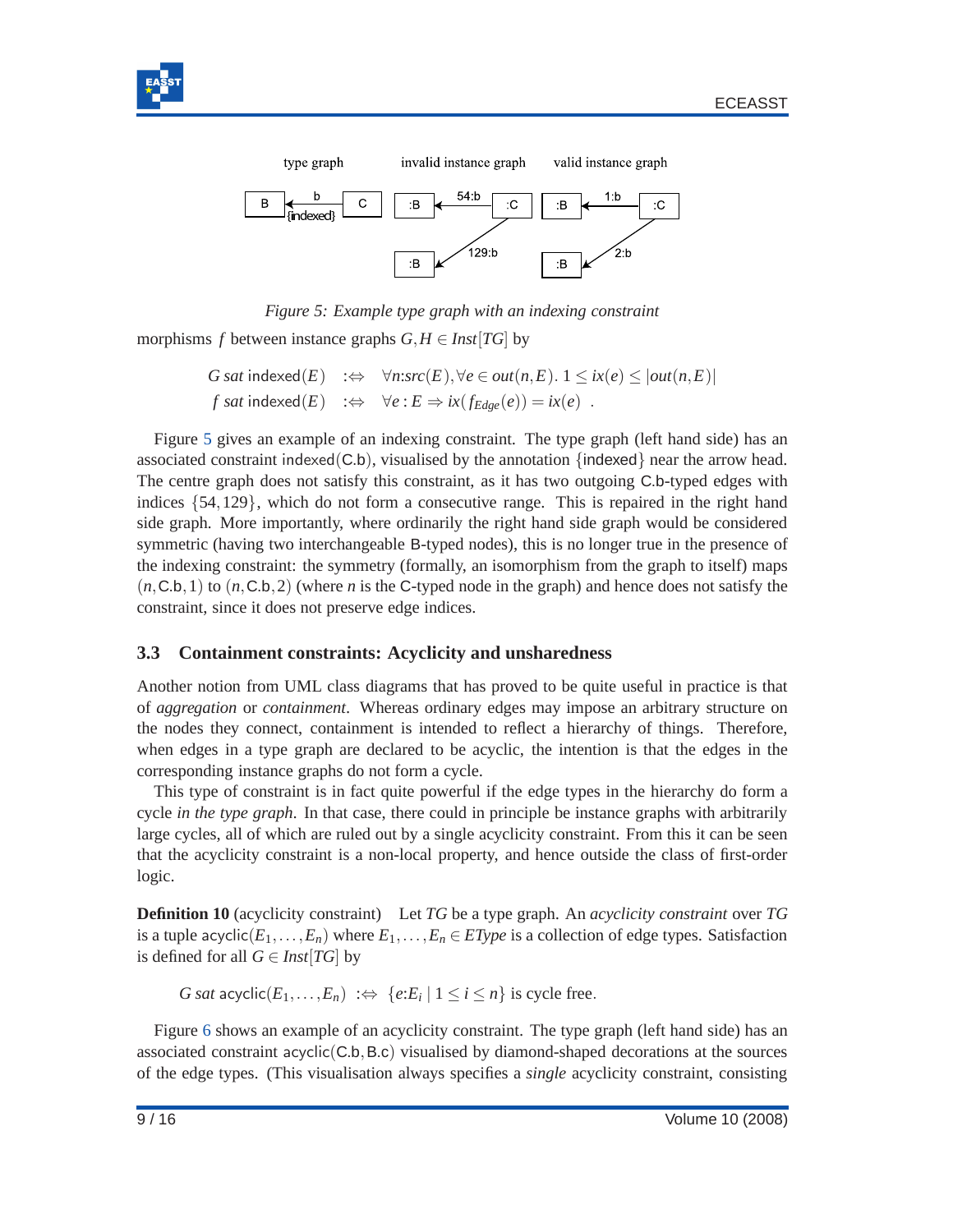Figure 5: Example type graph with an indexing constraint

morphisms $f$ between instance graphs $G,H \in \mathit{Inst}[TG]$ by

$$G \; sat \; \mathsf{indexed}(E) \quad :\Leftrightarrow \quad \forall n{:}src(E), \forall e \in out(n,E).\; 1 \le ix(e) \le |out(n,E)|$$

$$f \; sat \; \mathsf{indexed}(E) \quad :\Leftrightarrow \quad \forall e : E \Rightarrow ix(f_{Edge}(e)) = ix(e) \;\; .$$

Figure 5 gives an example of an indexing constraint. The type graph (left hand side) has an associated constraint $\mathsf{indexed}(\mathsf{C.b})$, visualised by the annotation $\{\mathsf{indexed}\}$ near the arrow head. The centre graph does not satisfy this constraint, as it has two outgoing $\mathsf{C.b}$-typed edges with indices $\{54, 129\}$, which do not form a consecutive range. This is repaired in the right hand side graph. More importantly, where ordinarily the right hand side graph would be considered symmetric (having two interchangeable $\mathsf{B}$-typed nodes), this is no longer true in the presence of the indexing constraint: the symmetry (formally, an isomorphism from the graph to itself) maps $(n, \mathsf{C.b}, 1)$ to $(n, \mathsf{C.b}, 2)$ (where $n$ is the $\mathsf{C}$-typed node in the graph) and hence does not satisfy the constraint, since it does not preserve edge indices.

### 3.3 Containment constraints: Acyclicity and unsharedness

Another notion from UML class diagrams that has proved to be quite useful in practice is that of *aggregation* or *containment*. Whereas ordinary edges may impose an arbitrary structure on the nodes they connect, containment is intended to reflect a hierarchy of things. Therefore, when edges in a type graph are declared to be acyclic, the intention is that the edges in the corresponding instance graphs do not form a cycle.

This type of constraint is in fact quite powerful if the edge types in the hierarchy do form a cycle *in the type graph*. In that case, there could in principle be instance graphs with arbitrarily large cycles, all of which are ruled out by a single acyclicity constraint. From this it can be seen that the acyclicity constraint is a non-local property, and hence outside the class of first-order logic.

**Definition 10** (acyclicity constraint) Let $TG$ be a type graph. An *acyclicity constraint* over $TG$ is a tuple $\mathsf{acyclic}(E_1,\dots,E_n)$ where $E_1,\dots,E_n \in EType$ is a collection of edge types. Satisfaction is defined for all $G \in \mathit{Inst}[TG]$ by

$$G \; sat \; \mathsf{acyclic}(E_1,\dots,E_n) \;\; :\Leftrightarrow \;\; \{e{:}E_i \mid 1 \le i \le n\} \text{ is cycle free}.$$

Figure 6 shows an example of an acyclicity constraint. The type graph (left hand side) has an associated constraint $\mathsf{acyclic}(\mathsf{C.b}, \mathsf{B.c})$ visualised by diamond-shaped decorations at the sources of the edge types. (This visualisation always specifies a *single* acyclicity constraint, consisting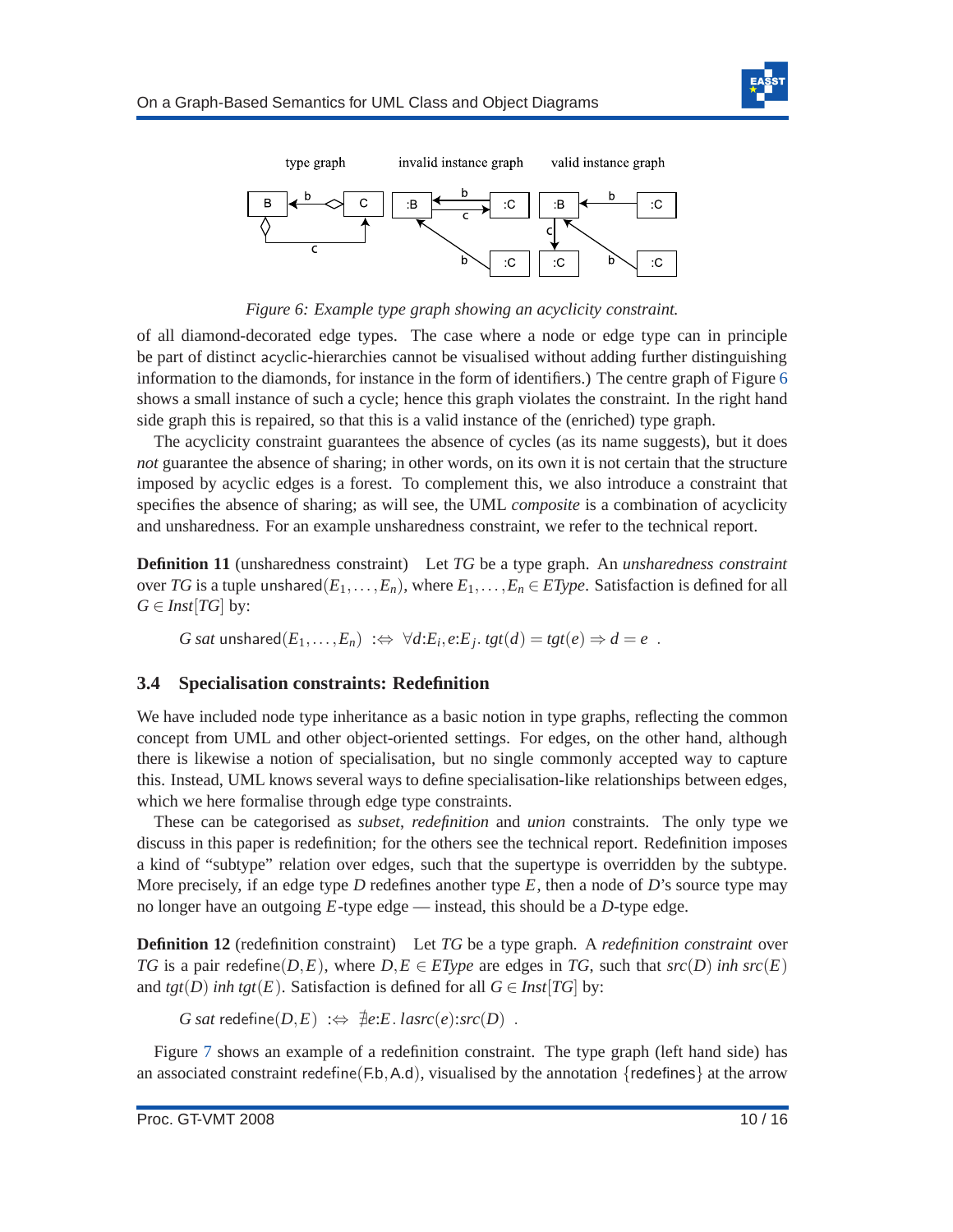Figure 6: Example type graph showing an acyclicity constraint.

of all diamond-decorated edge types. The case where a node or edge type can in principle be part of distinct acyclic-hierarchies cannot be visualised without adding further distinguishing information to the diamonds, for instance in the form of identifiers.) The centre graph of Figure 6 shows a small instance of such a cycle; hence this graph violates the constraint. In the right hand side graph this is repaired, so that this is a valid instance of the (enriched) type graph.

The acyclicity constraint guarantees the absence of cycles (as its name suggests), but it does *not* guarantee the absence of sharing; in other words, on its own it is not certain that the structure imposed by acyclic edges is a forest. To complement this, we also introduce a constraint that specifies the absence of sharing; as will see, the UML *composite* is a combination of acyclicity and unsharedness. For an example unsharedness constraint, we refer to the technical report.

**Definition 11** (unsharedness constraint) Let *TG* be a type graph. An *unsharedness constraint* over *TG* is a tuple $\mathsf{unshared}(E_1,\ldots,E_n)$, where $E_1,\ldots,E_n \in EType$. Satisfaction is defined for all $G \in Inst[TG]$ by:

$$G\ sat\ \mathsf{unshared}(E_1,\ldots,E_n)\ :\Leftrightarrow\ \forall d{:}E_i, e{:}E_j.\ tgt(d) = tgt(e) \Rightarrow d = e\ .$$

### 3.4 Specialisation constraints: Redefinition

We have included node type inheritance as a basic notion in type graphs, reflecting the common concept from UML and other object-oriented settings. For edges, on the other hand, although there is likewise a notion of specialisation, but no single commonly accepted way to capture this. Instead, UML knows several ways to define specialisation-like relationships between edges, which we here formalise through edge type constraints.

These can be categorised as *subset*, *redefinition* and *union* constraints. The only type we discuss in this paper is redefinition; for the others see the technical report. Redefinition imposes a kind of "subtype" relation over edges, such that the supertype is overridden by the subtype. More precisely, if an edge type $D$ redefines another type $E$, then a node of $D$'s source type may no longer have an outgoing $E$-type edge — instead, this should be a $D$-type edge.

**Definition 12** (redefinition constraint) Let *TG* be a type graph. A *redefinition constraint* over *TG* is a pair $\mathsf{redefine}(D,E)$, where $D,E \in EType$ are edges in *TG*, such that $src(D)\ inh\ src(E)$ and $tgt(D)\ inh\ tgt(E)$. Satisfaction is defined for all $G \in Inst[TG]$ by:

$$G\ sat\ \mathsf{redefine}(D,E)\ :\Leftrightarrow\ \nexists e{:}E.\ lasrc(e){:}src(D)\ .$$

Figure 7 shows an example of a redefinition constraint. The type graph (left hand side) has an associated constraint $\mathsf{redefine}(\mathsf{F.b},\mathsf{A.d})$, visualised by the annotation {redefines} at the arrow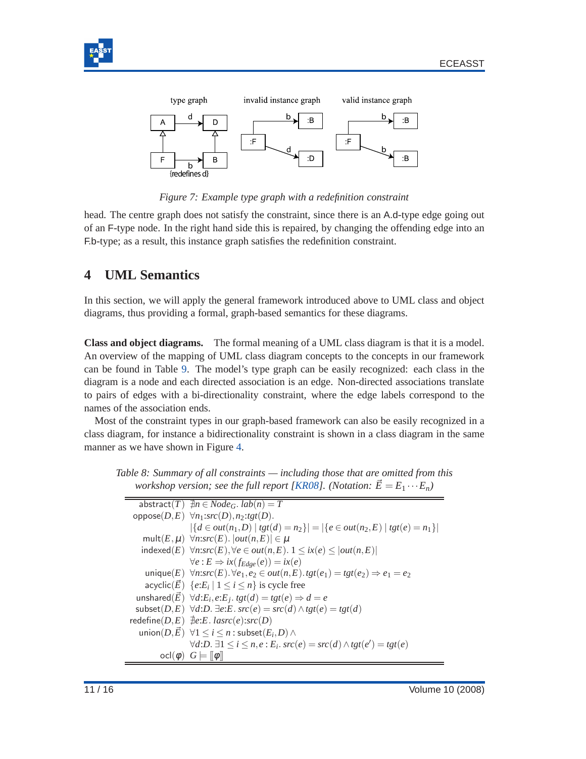Figure 7: Example type graph with a redefinition constraint

head. The centre graph does not satisfy the constraint, since there is an A.d-type edge going out of an F-type node. In the right hand side this is repaired, by changing the offending edge into an F.b-type; as a result, this instance graph satisfies the redefinition constraint.

# 4 UML Semantics

In this section, we will apply the general framework introduced above to UML class and object diagrams, thus providing a formal, graph-based semantics for these diagrams.

**Class and object diagrams.** The formal meaning of a UML class diagram is that it is a model. An overview of the mapping of UML class diagram concepts to the concepts in our framework can be found in Table 9. The model's type graph can be easily recognized: each class in the diagram is a node and each directed association is an edge. Non-directed associations translate to pairs of edges with a bi-directionality constraint, where the edge labels correspond to the names of the association ends.

Most of the constraint types in our graph-based framework can also be easily recognized in a class diagram, for instance a bidirectionality constraint is shown in a class diagram in the same manner as we have shown in Figure 4.

Table 8: Summary of all constraints — including those that are omitted from this workshop version; see the full report [KR08]. (Notation: $\vec{E} = E_1 \cdots E_n$)

| Constraint | Definition |
|---|---|
| abstract$(T)$ | $\nexists n \in Node_G.\ lab(n) = T$ |
| oppose$(D,E)$ | $\forall n_1{:}src(D), n_2{:}tgt(D).$ $\lvert\{d \in out(n_1,D) \mid tgt(d) = n_2\}\rvert = \lvert\{e \in out(n_2,E) \mid tgt(e) = n_1\}\rvert$ |
| mult$(E,\mu)$ | $\forall n{:}src(E).\ \lvert out(n,E)\rvert \in \mu$ |
| indexed$(E)$ | $\forall n{:}src(E), \forall e \in out(n,E).\ 1 \leq ix(e) \leq \lvert out(n,E)\rvert$ $\forall e : E \Rightarrow ix(f_{Edge}(e)) = ix(e)$ |
| unique$(E)$ | $\forall n{:}src(E). \forall e_1, e_2 \in out(n,E).\ tgt(e_1) = tgt(e_2) \Rightarrow e_1 = e_2$ |
| acyclic$(\vec{E})$ | $\{e{:}E_i \mid 1 \leq i \leq n\}$ is cycle free |
| unshared$(\vec{E})$ | $\forall d{:}E_i, e{:}E_j.\ tgt(d) = tgt(e) \Rightarrow d = e$ |
| subset$(D,E)$ | $\forall d{:}D.\ \exists e{:}E.\ src(e) = src(d) \wedge tgt(e) = tgt(d)$ |
| redefine$(D,E)$ | $\nexists e{:}E.\ lasrc(e){:}src(D)$ |
| union$(D,\vec{E})$ | $\forall 1 \leq i \leq n :$ subset$(E_i, D) \wedge$ $\forall d{:}D.\ \exists 1 \leq i \leq n, e : E_i.\ src(e) = src(d) \wedge tgt(e') = tgt(e)$ |
| ocl$(\varphi)$ | $G \models [\![\varphi]\!]$ |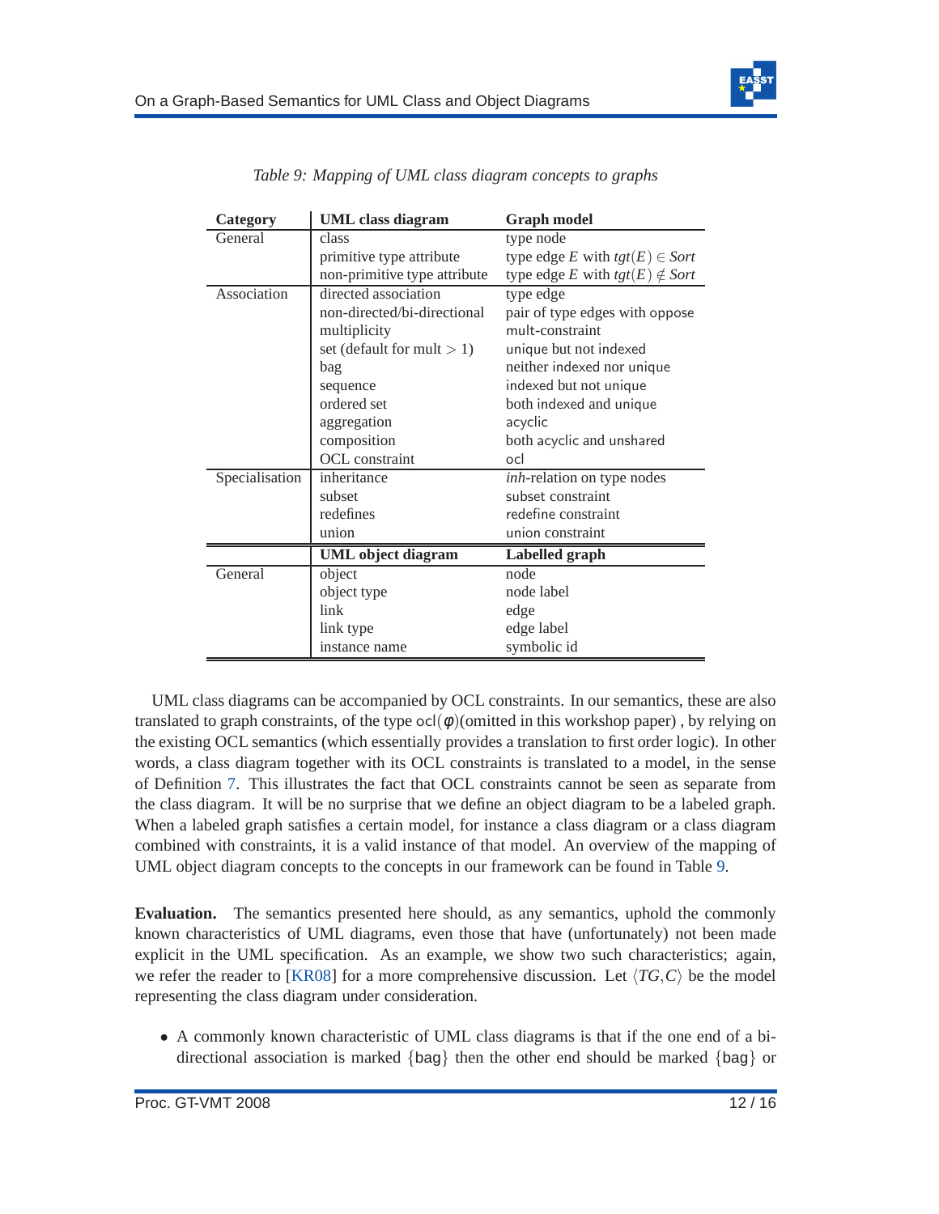*Table 9: Mapping of UML class diagram concepts to graphs*

| Category | UML class diagram | Graph model |
|---|---|---|
| General | class | type node |
| | primitive type attribute | type edge $E$ with $tgt(E) \in Sort$ |
| | non-primitive type attribute | type edge $E$ with $tgt(E) \notin Sort$ |
| Association | directed association | type edge |
| | non-directed/bi-directional | pair of type edges with oppose |
| | multiplicity | mult-constraint |
| | set (default for mult $> 1$) | unique but not indexed |
| | bag | neither indexed nor unique |
| | sequence | indexed but not unique |
| | ordered set | both indexed and unique |
| | aggregation | acyclic |
| | composition | both acyclic and unshared |
| | OCL constraint | ocl |
| Specialisation | inheritance | *inh*-relation on type nodes |
| | subset | subset constraint |
| | redefines | redefine constraint |
| | union | union constraint |
| | **UML object diagram** | **Labelled graph** |
| General | object | node |
| | object type | node label |
| | link | edge |
| | link type | edge label |
| | instance name | symbolic id |

UML class diagrams can be accompanied by OCL constraints. In our semantics, these are also translated to graph constraints, of the type $\mathsf{ocl}(\phi)$(omitted in this workshop paper) , by relying on the existing OCL semantics (which essentially provides a translation to first order logic). In other words, a class diagram together with its OCL constraints is translated to a model, in the sense of Definition 7. This illustrates the fact that OCL constraints cannot be seen as separate from the class diagram. It will be no surprise that we define an object diagram to be a labeled graph. When a labeled graph satisfies a certain model, for instance a class diagram or a class diagram combined with constraints, it is a valid instance of that model. An overview of the mapping of UML object diagram concepts to the concepts in our framework can be found in Table 9.

**Evaluation.** The semantics presented here should, as any semantics, uphold the commonly known characteristics of UML diagrams, even those that have (unfortunately) not been made explicit in the UML specification. As an example, we show two such characteristics; again, we refer the reader to [KR08] for a more comprehensive discussion. Let $\langle TG, C \rangle$ be the model representing the class diagram under consideration.

- A commonly known characteristic of UML class diagrams is that if the one end of a bi-directional association is marked {bag} then the other end should be marked {bag} or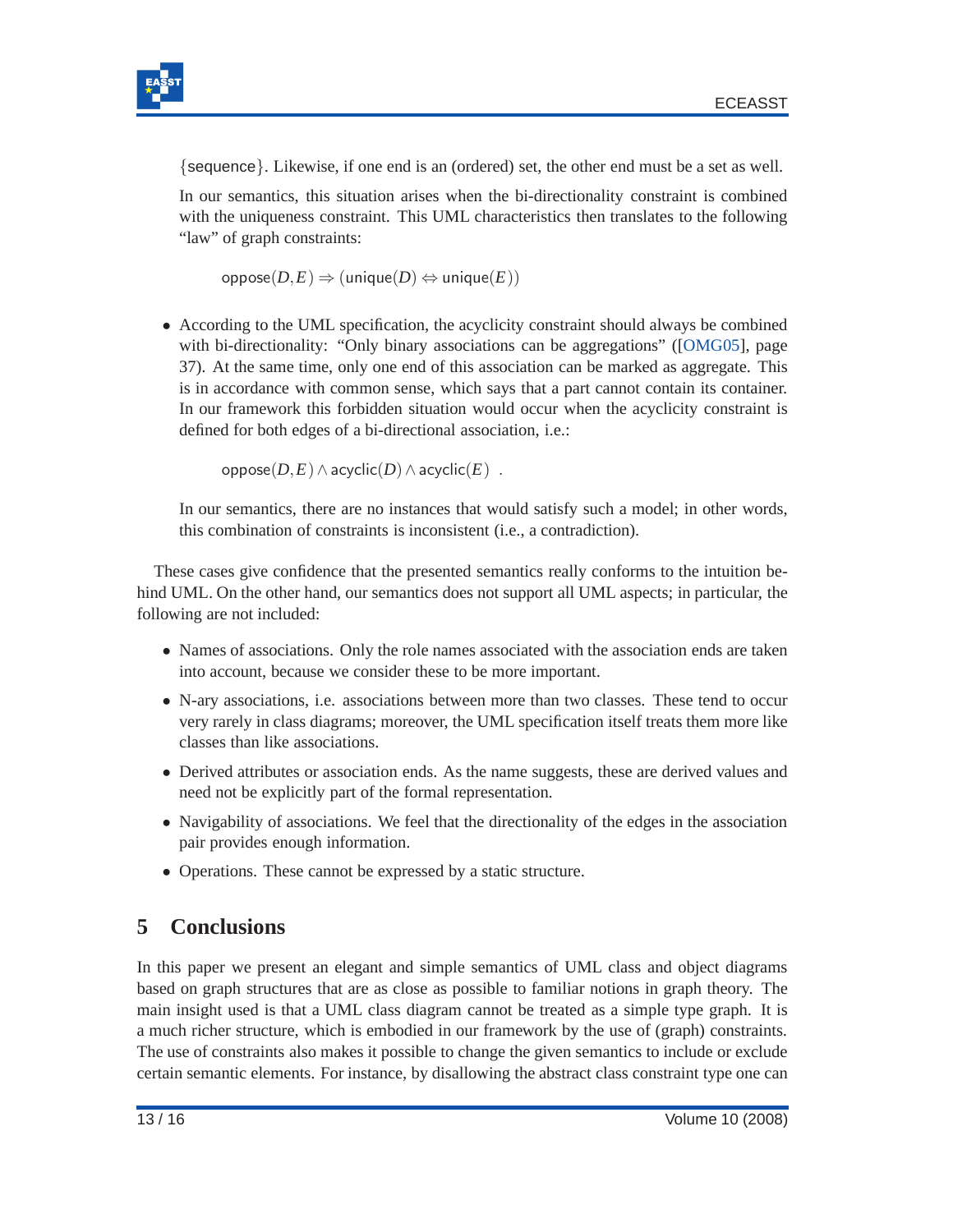{sequence}. Likewise, if one end is an (ordered) set, the other end must be a set as well.

In our semantics, this situation arises when the bi-directionality constraint is combined with the uniqueness constraint. This UML characteristics then translates to the following "law" of graph constraints:

$$\mathsf{oppose}(D,E) \Rightarrow (\mathsf{unique}(D) \Leftrightarrow \mathsf{unique}(E))$$

- According to the UML specification, the acyclicity constraint should always be combined with bi-directionality: "Only binary associations can be aggregations" ([OMG05], page 37). At the same time, only one end of this association can be marked as aggregate. This is in accordance with common sense, which says that a part cannot contain its container. In our framework this forbidden situation would occur when the acyclicity constraint is defined for both edges of a bi-directional association, i.e.:

$$\mathsf{oppose}(D,E) \wedge \mathsf{acyclic}(D) \wedge \mathsf{acyclic}(E) \ .$$

  In our semantics, there are no instances that would satisfy such a model; in other words, this combination of constraints is inconsistent (i.e., a contradiction).

These cases give confidence that the presented semantics really conforms to the intuition behind UML. On the other hand, our semantics does not support all UML aspects; in particular, the following are not included:

- Names of associations. Only the role names associated with the association ends are taken into account, because we consider these to be more important.
- N-ary associations, i.e. associations between more than two classes. These tend to occur very rarely in class diagrams; moreover, the UML specification itself treats them more like classes than like associations.
- Derived attributes or association ends. As the name suggests, these are derived values and need not be explicitly part of the formal representation.
- Navigability of associations. We feel that the directionality of the edges in the association pair provides enough information.
- Operations. These cannot be expressed by a static structure.

## 5 Conclusions

In this paper we present an elegant and simple semantics of UML class and object diagrams based on graph structures that are as close as possible to familiar notions in graph theory. The main insight used is that a UML class diagram cannot be treated as a simple type graph. It is a much richer structure, which is embodied in our framework by the use of (graph) constraints. The use of constraints also makes it possible to change the given semantics to include or exclude certain semantic elements. For instance, by disallowing the abstract class constraint type one can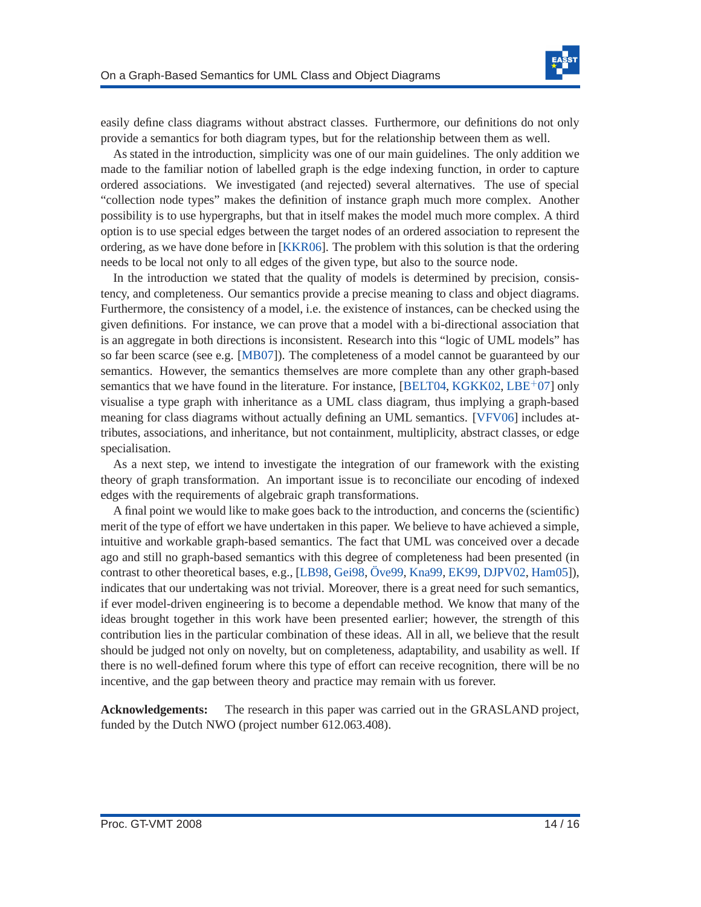easily define class diagrams without abstract classes. Furthermore, our definitions do not only provide a semantics for both diagram types, but for the relationship between them as well.

As stated in the introduction, simplicity was one of our main guidelines. The only addition we made to the familiar notion of labelled graph is the edge indexing function, in order to capture ordered associations. We investigated (and rejected) several alternatives. The use of special "collection node types" makes the definition of instance graph much more complex. Another possibility is to use hypergraphs, but that in itself makes the model much more complex. A third option is to use special edges between the target nodes of an ordered association to represent the ordering, as we have done before in [KKR06]. The problem with this solution is that the ordering needs to be local not only to all edges of the given type, but also to the source node.

In the introduction we stated that the quality of models is determined by precision, consistency, and completeness. Our semantics provide a precise meaning to class and object diagrams. Furthermore, the consistency of a model, i.e. the existence of instances, can be checked using the given definitions. For instance, we can prove that a model with a bi-directional association that is an aggregate in both directions is inconsistent. Research into this "logic of UML models" has so far been scarce (see e.g. [MB07]). The completeness of a model cannot be guaranteed by our semantics. However, the semantics themselves are more complete than any other graph-based semantics that we have found in the literature. For instance, [BELT04, KGKK02, LBE+07] only visualise a type graph with inheritance as a UML class diagram, thus implying a graph-based meaning for class diagrams without actually defining an UML semantics. [VFV06] includes attributes, associations, and inheritance, but not containment, multiplicity, abstract classes, or edge specialisation.

As a next step, we intend to investigate the integration of our framework with the existing theory of graph transformation. An important issue is to reconciliate our encoding of indexed edges with the requirements of algebraic graph transformations.

A final point we would like to make goes back to the introduction, and concerns the (scientific) merit of the type of effort we have undertaken in this paper. We believe to have achieved a simple, intuitive and workable graph-based semantics. The fact that UML was conceived over a decade ago and still no graph-based semantics with this degree of completeness had been presented (in contrast to other theoretical bases, e.g., [LB98, Gei98, Öve99, Kna99, EK99, DJPV02, Ham05]), indicates that our undertaking was not trivial. Moreover, there is a great need for such semantics, if ever model-driven engineering is to become a dependable method. We know that many of the ideas brought together in this work have been presented earlier; however, the strength of this contribution lies in the particular combination of these ideas. All in all, we believe that the result should be judged not only on novelty, but on completeness, adaptability, and usability as well. If there is no well-defined forum where this type of effort can receive recognition, there will be no incentive, and the gap between theory and practice may remain with us forever.

**Acknowledgements:** The research in this paper was carried out in the GRASLAND project, funded by the Dutch NWO (project number 612.063.408).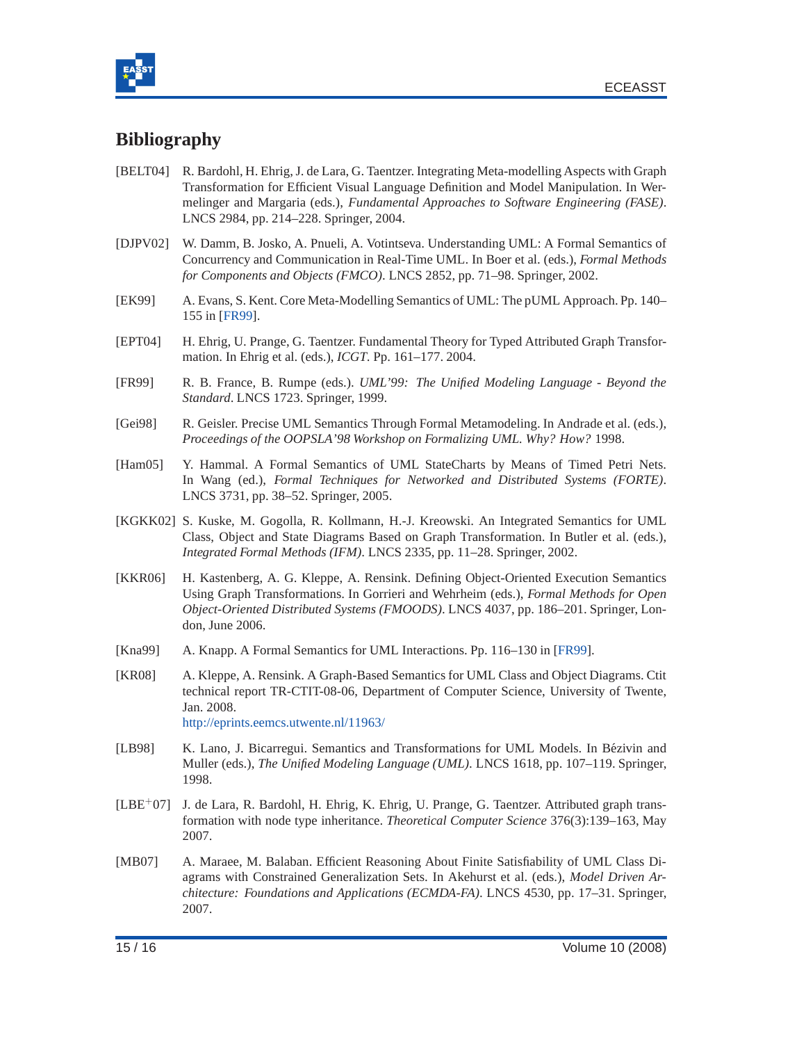# Bibliography

[BELT04] R. Bardohl, H. Ehrig, J. de Lara, G. Taentzer. Integrating Meta-modelling Aspects with Graph Transformation for Efficient Visual Language Definition and Model Manipulation. In Wermelinger and Margaria (eds.), *Fundamental Approaches to Software Engineering (FASE)*. LNCS 2984, pp. 214–228. Springer, 2004.

[DJPV02] W. Damm, B. Josko, A. Pnueli, A. Votintseva. Understanding UML: A Formal Semantics of Concurrency and Communication in Real-Time UML. In Boer et al. (eds.), *Formal Methods for Components and Objects (FMCO)*. LNCS 2852, pp. 71–98. Springer, 2002.

[EK99] A. Evans, S. Kent. Core Meta-Modelling Semantics of UML: The pUML Approach. Pp. 140–155 in [FR99].

[EPT04] H. Ehrig, U. Prange, G. Taentzer. Fundamental Theory for Typed Attributed Graph Transformation. In Ehrig et al. (eds.), *ICGT*. Pp. 161–177. 2004.

[FR99] R. B. France, B. Rumpe (eds.). *UML'99: The Unified Modeling Language - Beyond the Standard*. LNCS 1723. Springer, 1999.

[Gei98] R. Geisler. Precise UML Semantics Through Formal Metamodeling. In Andrade et al. (eds.), *Proceedings of the OOPSLA'98 Workshop on Formalizing UML. Why? How?* 1998.

[Ham05] Y. Hammal. A Formal Semantics of UML StateCharts by Means of Timed Petri Nets. In Wang (ed.), *Formal Techniques for Networked and Distributed Systems (FORTE)*. LNCS 3731, pp. 38–52. Springer, 2005.

[KGKK02] S. Kuske, M. Gogolla, R. Kollmann, H.-J. Kreowski. An Integrated Semantics for UML Class, Object and State Diagrams Based on Graph Transformation. In Butler et al. (eds.), *Integrated Formal Methods (IFM)*. LNCS 2335, pp. 11–28. Springer, 2002.

[KKR06] H. Kastenberg, A. G. Kleppe, A. Rensink. Defining Object-Oriented Execution Semantics Using Graph Transformations. In Gorrieri and Wehrheim (eds.), *Formal Methods for Open Object-Oriented Distributed Systems (FMOODS)*. LNCS 4037, pp. 186–201. Springer, London, June 2006.

[Kna99] A. Knapp. A Formal Semantics for UML Interactions. Pp. 116–130 in [FR99].

[KR08] A. Kleppe, A. Rensink. A Graph-Based Semantics for UML Class and Object Diagrams. Ctit technical report TR-CTIT-08-06, Department of Computer Science, University of Twente, Jan. 2008.
http://eprints.eemcs.utwente.nl/11963/

[LB98] K. Lano, J. Bicarregui. Semantics and Transformations for UML Models. In Bézivin and Muller (eds.), *The Unified Modeling Language (UML)*. LNCS 1618, pp. 107–119. Springer, 1998.

[LBE+07] J. de Lara, R. Bardohl, H. Ehrig, K. Ehrig, U. Prange, G. Taentzer. Attributed graph transformation with node type inheritance. *Theoretical Computer Science* 376(3):139–163, May 2007.

[MB07] A. Maraee, M. Balaban. Efficient Reasoning About Finite Satisfiability of UML Class Diagrams with Constrained Generalization Sets. In Akehurst et al. (eds.), *Model Driven Architecture: Foundations and Applications (ECMDA-FA)*. LNCS 4530, pp. 17–31. Springer, 2007.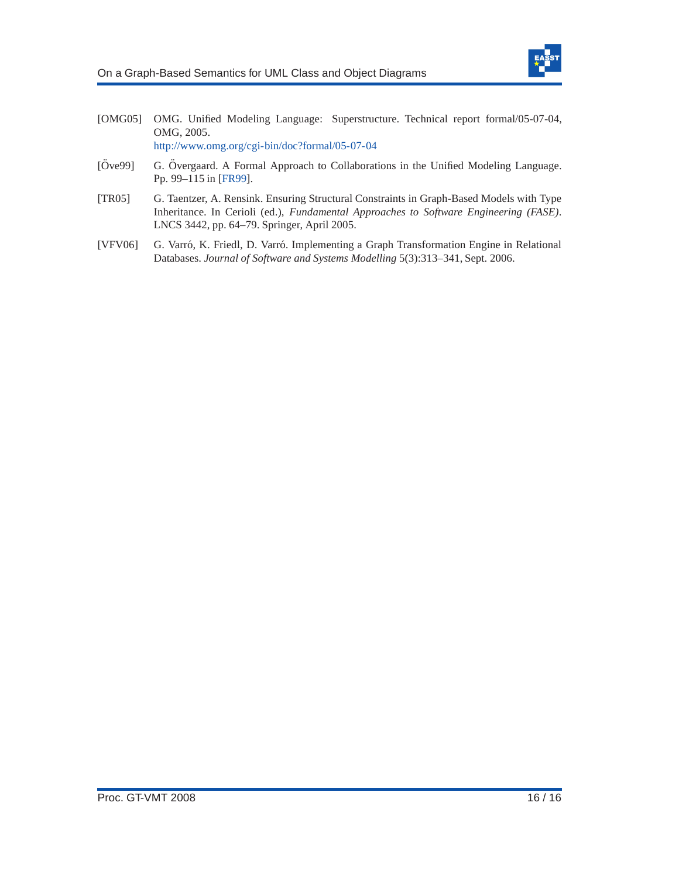[OMG05] OMG. Unified Modeling Language: Superstructure. Technical report formal/05-07-04, OMG, 2005.
http://www.omg.org/cgi-bin/doc?formal/05-07-04

[Öve99] G. Övergaard. A Formal Approach to Collaborations in the Unified Modeling Language. Pp. 99–115 in [FR99].

[TR05] G. Taentzer, A. Rensink. Ensuring Structural Constraints in Graph-Based Models with Type Inheritance. In Cerioli (ed.), *Fundamental Approaches to Software Engineering (FASE)*. LNCS 3442, pp. 64–79. Springer, April 2005.

[VFV06] G. Varró, K. Friedl, D. Varró. Implementing a Graph Transformation Engine in Relational Databases. *Journal of Software and Systems Modelling* 5(3):313–341, Sept. 2006.